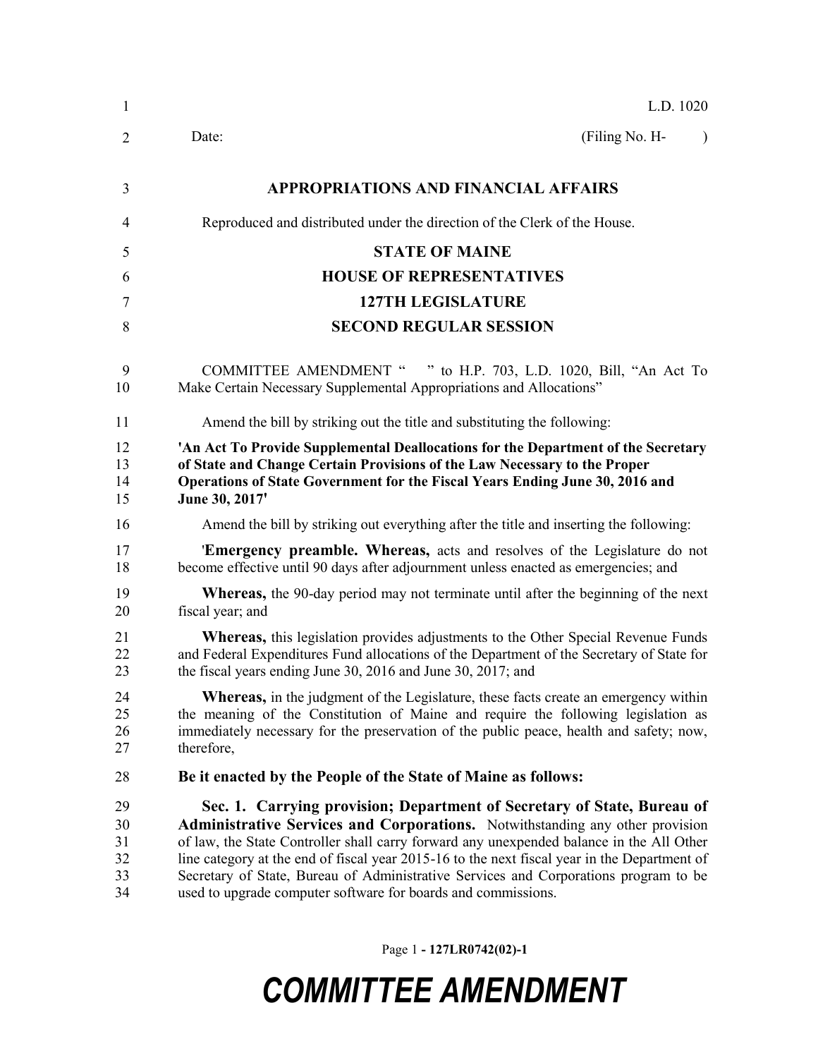L.D. 1020

Date: (Filing No. H- )

**APPROPRIATIONS AND FINANCIAL AFFAIRS**

Reproduced and distributed under the direction of the Clerk of the House.

**STATE OF MAINE**

**HOUSE OF REPRESENTATIVES**

**127TH LEGISLATURE**

**SECOND REGULAR SESSION**

COMMITTEE AMENDMENT " " to H.P. 703, L.D. 1020, Bill, "An Act To Make Certain Necessary Supplemental Appropriations and Allocations"

Amend the bill by striking out the title and substituting the following:

**'An Act To Provide Supplemental Deallocations for the Department of the Secretary of State and Change Certain Provisions of the Law Necessary to the Proper Operations of State Government for the Fiscal Years Ending June 30, 2016 and June 30, 2017'**

Amend the bill by striking out everything after the title and inserting the following:

'**Emergency preamble. Whereas,** acts and resolves of the Legislature do not become effective until 90 days after adjournment unless enacted as emergencies; and

**Whereas,** the 90-day period may not terminate until after the beginning of the next fiscal year; and

**Whereas,** this legislation provides adjustments to the Other Special Revenue Funds and Federal Expenditures Fund allocations of the Department of the Secretary of State for the fiscal years ending June 30, 2016 and June 30, 2017; and

**Whereas,** in the judgment of the Legislature, these facts create an emergency within the meaning of the Constitution of Maine and require the following legislation as immediately necessary for the preservation of the public peace, health and safety; now, therefore,

**Be it enacted by the People of the State of Maine as follows:**

**Sec. 1. Carrying provision; Department of Secretary of State, Bureau of Administrative Services and Corporations.** Notwithstanding any other provision of law, the State Controller shall carry forward any unexpended balance in the All Other line category at the end of fiscal year 2015-16 to the next fiscal year in the Department of Secretary of State, Bureau of Administrative Services and Corporations program to be used to upgrade computer software for boards and commissions.

Page 1 - 127LR0742(02)-1

***COMMITTEE AMENDMENT***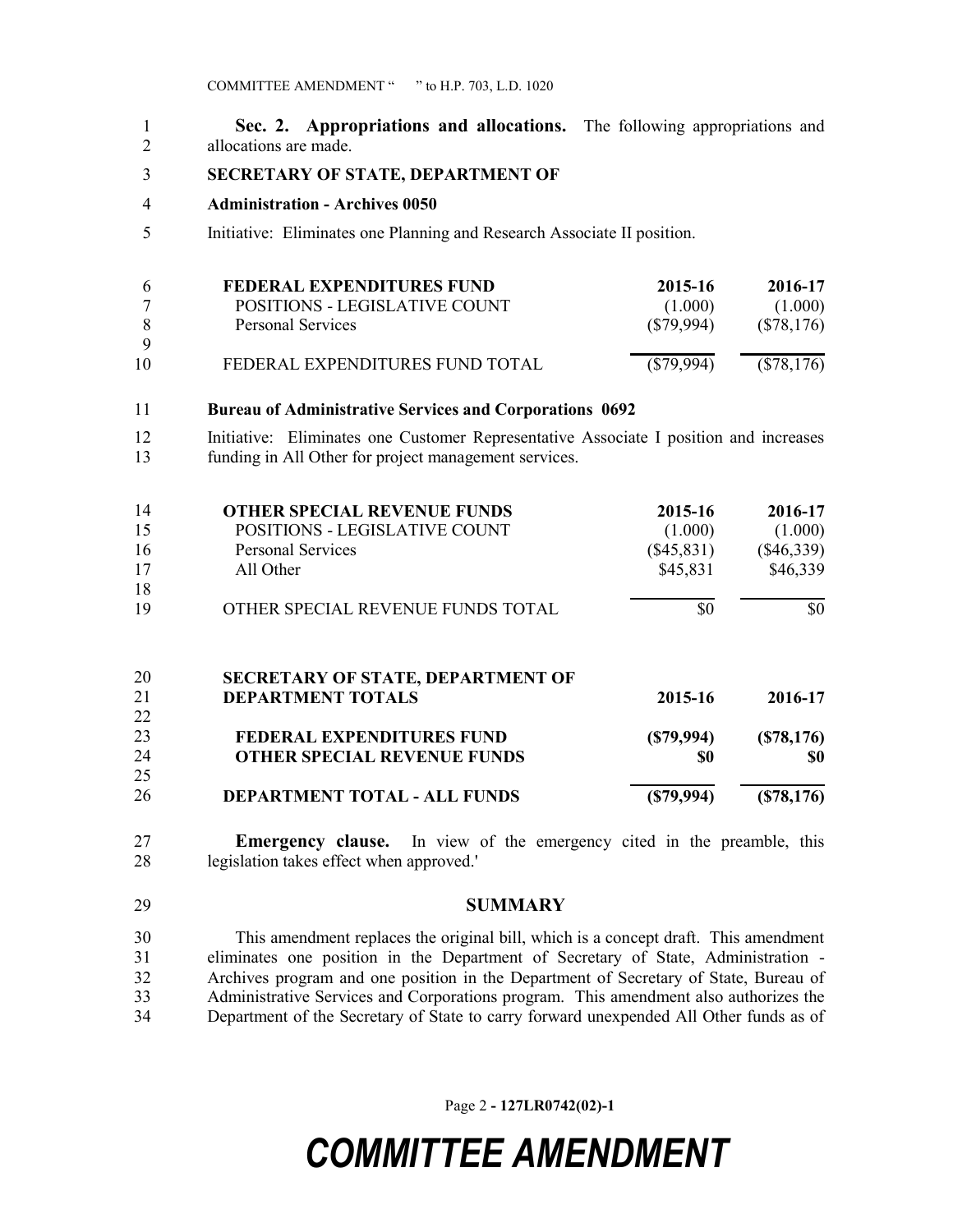**Sec. 2. Appropriations and allocations.** The following appropriations and allocations are made.

**SECRETARY OF STATE, DEPARTMENT OF**

**Administration - Archives 0050**

Initiative: Eliminates one Planning and Research Associate II position.

| **FEDERAL EXPENDITURES FUND** | **2015-16** | **2016-17** |
|---|---|---|
| POSITIONS - LEGISLATIVE COUNT | (1.000) | (1.000) |
| Personal Services | ($79,994) | ($78,176) |
| FEDERAL EXPENDITURES FUND TOTAL | ($79,994) | ($78,176) |

**Bureau of Administrative Services and Corporations 0692**

Initiative: Eliminates one Customer Representative Associate I position and increases funding in All Other for project management services.

| **OTHER SPECIAL REVENUE FUNDS** | **2015-16** | **2016-17** |
|---|---|---|
| POSITIONS - LEGISLATIVE COUNT | (1.000) | (1.000) |
| Personal Services | ($45,831) | ($46,339) |
| All Other | $45,831 | $46,339 |
| OTHER SPECIAL REVENUE FUNDS TOTAL | $0 | $0 |

| **SECRETARY OF STATE, DEPARTMENT OF DEPARTMENT TOTALS** | **2015-16** | **2016-17** |
|---|---|---|
| **FEDERAL EXPENDITURES FUND** | **($79,994)** | **($78,176)** |
| **OTHER SPECIAL REVENUE FUNDS** | **$0** | **$0** |
| **DEPARTMENT TOTAL - ALL FUNDS** | **($79,994)** | **($78,176)** |

**Emergency clause.** In view of the emergency cited in the preamble, this legislation takes effect when approved.'

## SUMMARY

This amendment replaces the original bill, which is a concept draft. This amendment eliminates one position in the Department of Secretary of State, Administration - Archives program and one position in the Department of Secretary of State, Bureau of Administrative Services and Corporations program. This amendment also authorizes the Department of the Secretary of State to carry forward unexpended All Other funds as of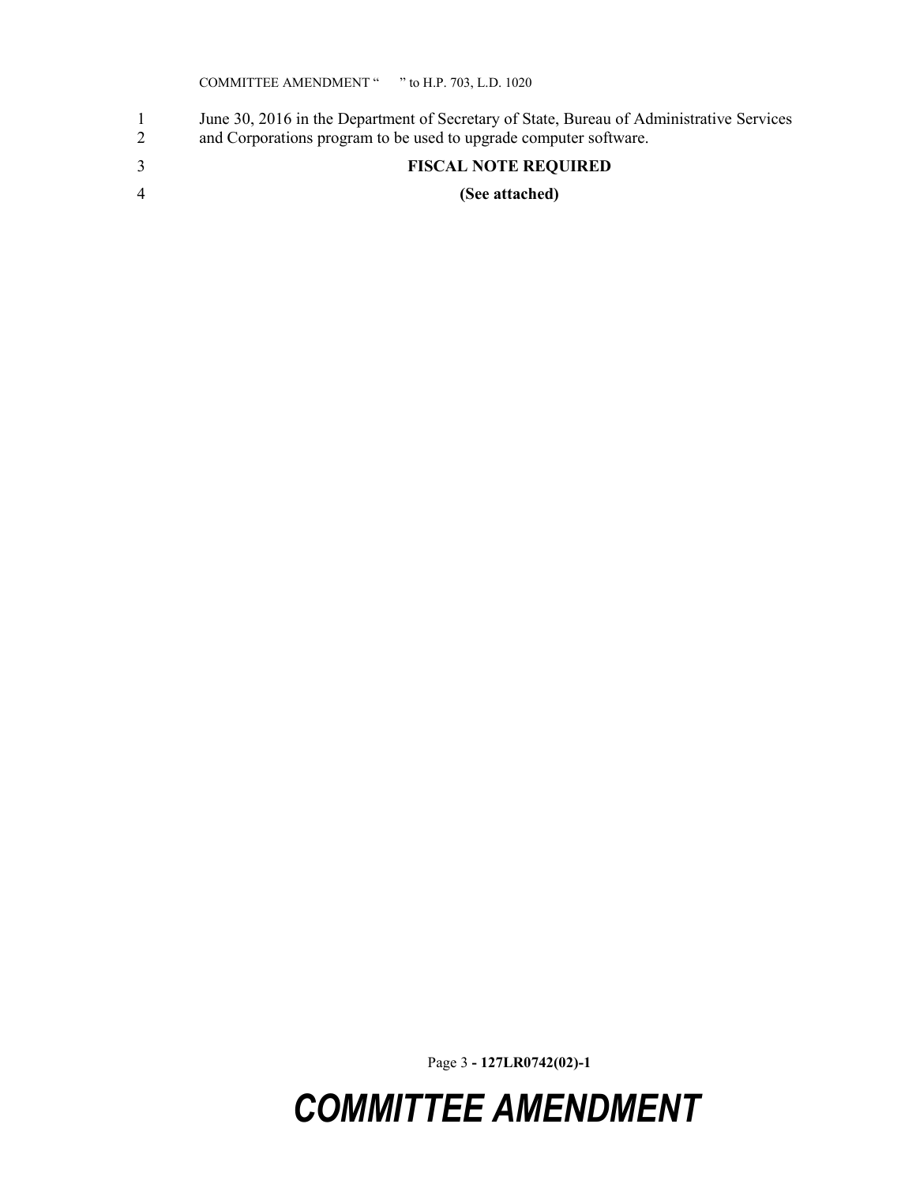June 30, 2016 in the Department of Secretary of State, Bureau of Administrative Services and Corporations program to be used to upgrade computer software.

**FISCAL NOTE REQUIRED**

**(See attached)**